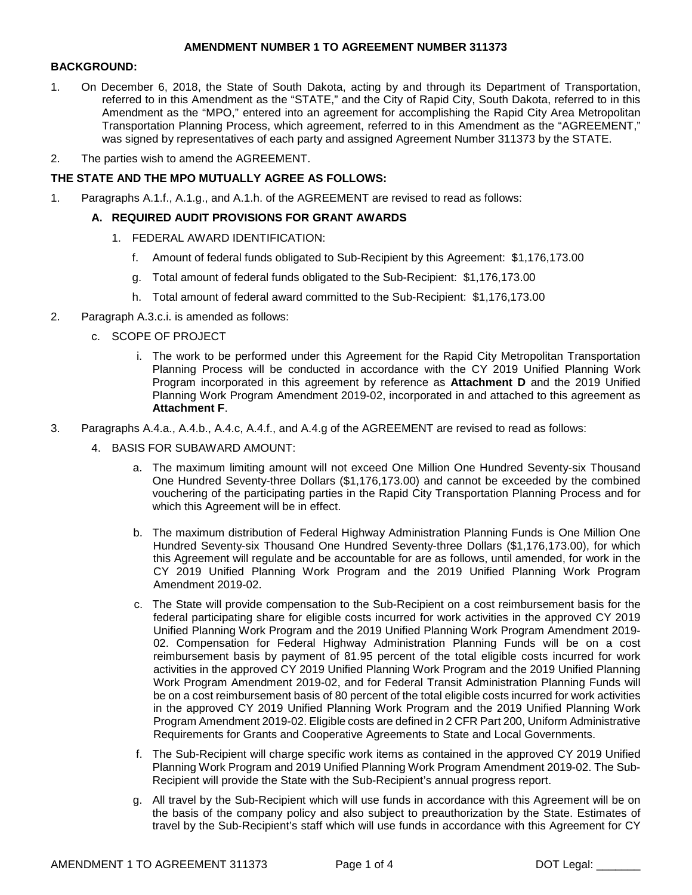# AMENDMENT NUMBER 1 TO AGREEMENT NUMBER 311373

**BACKGROUND:**

1. On December 6, 2018, the State of South Dakota, acting by and through its Department of Transportation, referred to in this Amendment as the "STATE," and the City of Rapid City, South Dakota, referred to in this Amendment as the "MPO," entered into an agreement for accomplishing the Rapid City Area Metropolitan Transportation Planning Process, which agreement, referred to in this Amendment as the "AGREEMENT," was signed by representatives of each party and assigned Agreement Number 311373 by the STATE.
2. The parties wish to amend the AGREEMENT.

**THE STATE AND THE MPO MUTUALLY AGREE AS FOLLOWS:**

1. Paragraphs A.1.f., A.1.g., and A.1.h. of the AGREEMENT are revised to read as follows:

   **A. REQUIRED AUDIT PROVISIONS FOR GRANT AWARDS**

   1. FEDERAL AWARD IDENTIFICATION:
      - f. Amount of federal funds obligated to Sub-Recipient by this Agreement: $1,176,173.00
      - g. Total amount of federal funds obligated to the Sub-Recipient: $1,176,173.00
      - h. Total amount of federal award committed to the Sub-Recipient: $1,176,173.00

2. Paragraph A.3.c.i. is amended as follows:

   c. SCOPE OF PROJECT

   i. The work to be performed under this Agreement for the Rapid City Metropolitan Transportation Planning Process will be conducted in accordance with the CY 2019 Unified Planning Work Program incorporated in this agreement by reference as **Attachment D** and the 2019 Unified Planning Work Program Amendment 2019-02, incorporated in and attached to this agreement as **Attachment F**.

3. Paragraphs A.4.a., A.4.b., A.4.c, A.4.f., and A.4.g of the AGREEMENT are revised to read as follows:

   4. BASIS FOR SUBAWARD AMOUNT:

      a. The maximum limiting amount will not exceed One Million One Hundred Seventy-six Thousand One Hundred Seventy-three Dollars ($1,176,173.00) and cannot be exceeded by the combined vouchering of the participating parties in the Rapid City Transportation Planning Process and for which this Agreement will be in effect.

      b. The maximum distribution of Federal Highway Administration Planning Funds is One Million One Hundred Seventy-six Thousand One Hundred Seventy-three Dollars ($1,176,173.00), for which this Agreement will regulate and be accountable for are as follows, until amended, for work in the CY 2019 Unified Planning Work Program and the 2019 Unified Planning Work Program Amendment 2019-02.

      c. The State will provide compensation to the Sub-Recipient on a cost reimbursement basis for the federal participating share for eligible costs incurred for work activities in the approved CY 2019 Unified Planning Work Program and the 2019 Unified Planning Work Program Amendment 2019-02. Compensation for Federal Highway Administration Planning Funds will be on a cost reimbursement basis by payment of 81.95 percent of the total eligible costs incurred for work activities in the approved CY 2019 Unified Planning Work Program and the 2019 Unified Planning Work Program Amendment 2019-02, and for Federal Transit Administration Planning Funds will be on a cost reimbursement basis of 80 percent of the total eligible costs incurred for work activities in the approved CY 2019 Unified Planning Work Program and the 2019 Unified Planning Work Program Amendment 2019-02. Eligible costs are defined in 2 CFR Part 200, Uniform Administrative Requirements for Grants and Cooperative Agreements to State and Local Governments.

      f. The Sub-Recipient will charge specific work items as contained in the approved CY 2019 Unified Planning Work Program and 2019 Unified Planning Work Program Amendment 2019-02. The Sub-Recipient will provide the State with the Sub-Recipient's annual progress report.

      g. All travel by the Sub-Recipient which will use funds in accordance with this Agreement will be on the basis of the company policy and also subject to preauthorization by the State. Estimates of travel by the Sub-Recipient's staff which will use funds in accordance with this Agreement for CY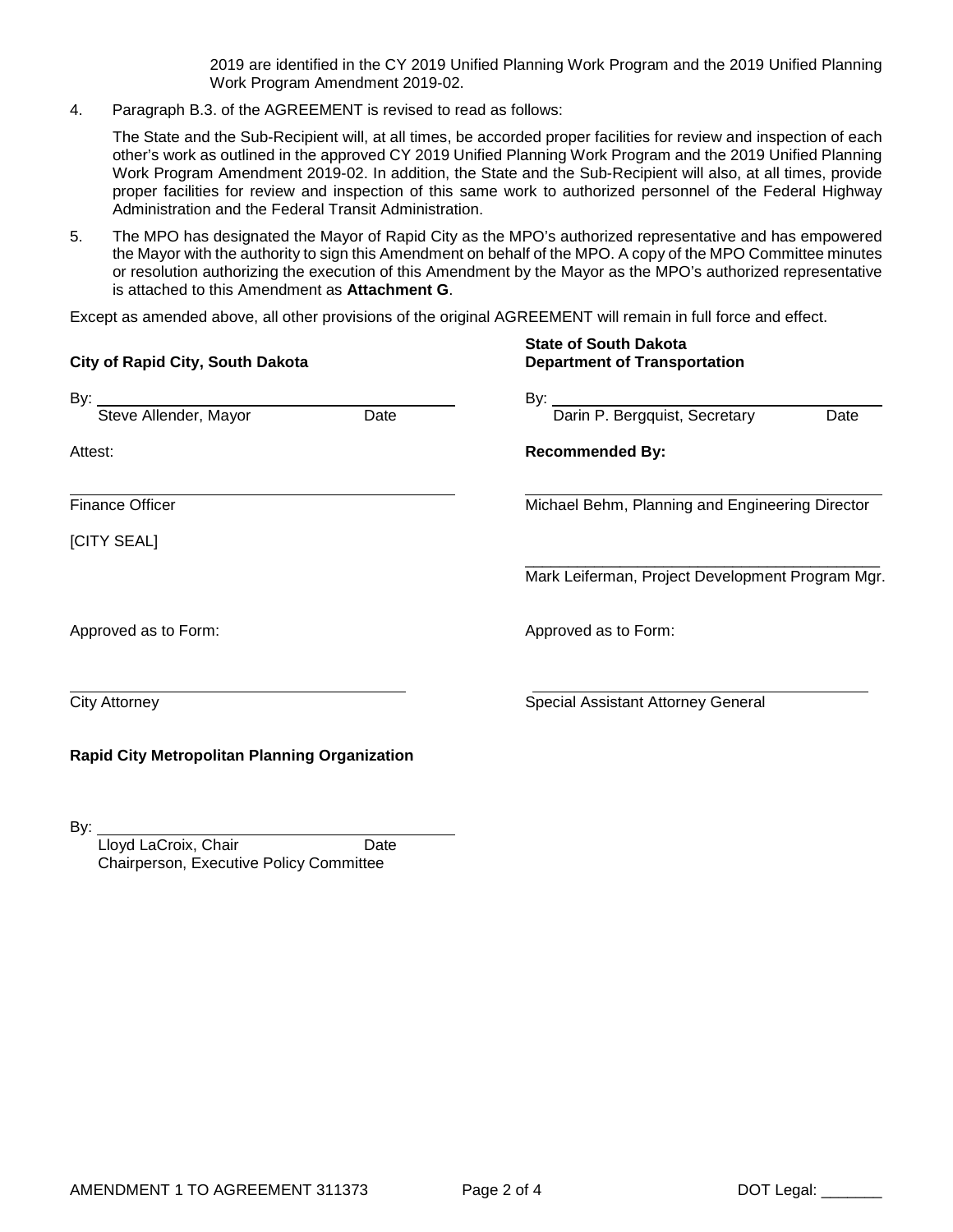2019 are identified in the CY 2019 Unified Planning Work Program and the 2019 Unified Planning Work Program Amendment 2019-02.

4. Paragraph B.3. of the AGREEMENT is revised to read as follows:

   The State and the Sub-Recipient will, at all times, be accorded proper facilities for review and inspection of each other's work as outlined in the approved CY 2019 Unified Planning Work Program and the 2019 Unified Planning Work Program Amendment 2019-02. In addition, the State and the Sub-Recipient will also, at all times, provide proper facilities for review and inspection of this same work to authorized personnel of the Federal Highway Administration and the Federal Transit Administration.

5. The MPO has designated the Mayor of Rapid City as the MPO's authorized representative and has empowered the Mayor with the authority to sign this Amendment on behalf of the MPO. A copy of the MPO Committee minutes or resolution authorizing the execution of this Amendment by the Mayor as the MPO's authorized representative is attached to this Amendment as **Attachment G**.

Except as amended above, all other provisions of the original AGREEMENT will remain in full force and effect.

**City of Rapid City, South Dakota**

By: ______________________________
Steve Allender, Mayor  Date

Attest:

______________________________
Finance Officer

[CITY SEAL]

Approved as to Form:

______________________________
City Attorney

**State of South Dakota**
**Department of Transportation**

By: ______________________________
Darin P. Bergquist, Secretary  Date

**Recommended By:**

______________________________
Michael Behm, Planning and Engineering Director

______________________________
Mark Leiferman, Project Development Program Mgr.

Approved as to Form:

______________________________
Special Assistant Attorney General

**Rapid City Metropolitan Planning Organization**

By: ______________________________
Lloyd LaCroix, Chair  Date
Chairperson, Executive Policy Committee

AMENDMENT 1 TO AGREEMENT 311373 DOT Legal: _______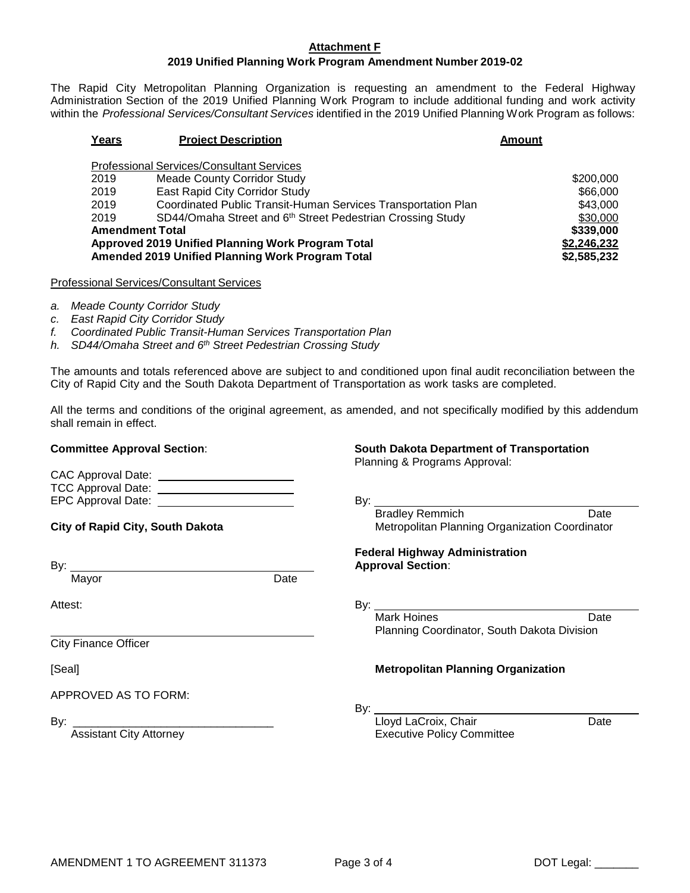**Attachment F**

**2019 Unified Planning Work Program Amendment Number 2019-02**

The Rapid City Metropolitan Planning Organization is requesting an amendment to the Federal Highway Administration Section of the 2019 Unified Planning Work Program to include additional funding and work activity within the *Professional Services/Consultant Services* identified in the 2019 Unified Planning Work Program as follows:

| Years | Project Description | Amount |
|---|---|---|
| | Professional Services/Consultant Services | |
| 2019 | Meade County Corridor Study | \$200,000 |
| 2019 | East Rapid City Corridor Study | \$66,000 |
| 2019 | Coordinated Public Transit-Human Services Transportation Plan | \$43,000 |
| 2019 | SD44/Omaha Street and 6th Street Pedestrian Crossing Study | \$30,000 |
| **Amendment Total** | | **\$339,000** |
| **Approved 2019 Unified Planning Work Program Total** | | **\$2,246,232** |
| **Amended 2019 Unified Planning Work Program Total** | | **\$2,585,232** |

Professional Services/Consultant Services

*a. Meade County Corridor Study*
*c. East Rapid City Corridor Study*
*f. Coordinated Public Transit-Human Services Transportation Plan*
*h. SD44/Omaha Street and 6th Street Pedestrian Crossing Study*

The amounts and totals referenced above are subject to and conditioned upon final audit reconciliation between the City of Rapid City and the South Dakota Department of Transportation as work tasks are completed.

All the terms and conditions of the original agreement, as amended, and not specifically modified by this addendum shall remain in effect.

**Committee Approval Section**:

CAC Approval Date: ______________________
TCC Approval Date: ______________________
EPC Approval Date: ______________________

**City of Rapid City, South Dakota**

By: ________________________________________
Mayor Date

Attest:

________________________________________
City Finance Officer

[Seal]

APPROVED AS TO FORM:

By: ________________________________
Assistant City Attorney

**South Dakota Department of Transportation**
Planning & Programs Approval:

By: ________________________________________
Bradley Remmich Date
Metropolitan Planning Organization Coordinator

**Federal Highway Administration**
**Approval Section**:

By: ________________________________________
Mark Hoines Date
Planning Coordinator, South Dakota Division

**Metropolitan Planning Organization**

By: ________________________________________
Lloyd LaCroix, Chair Date
Executive Policy Committee

AMENDMENT 1 TO AGREEMENT 311373 DOT Legal: _______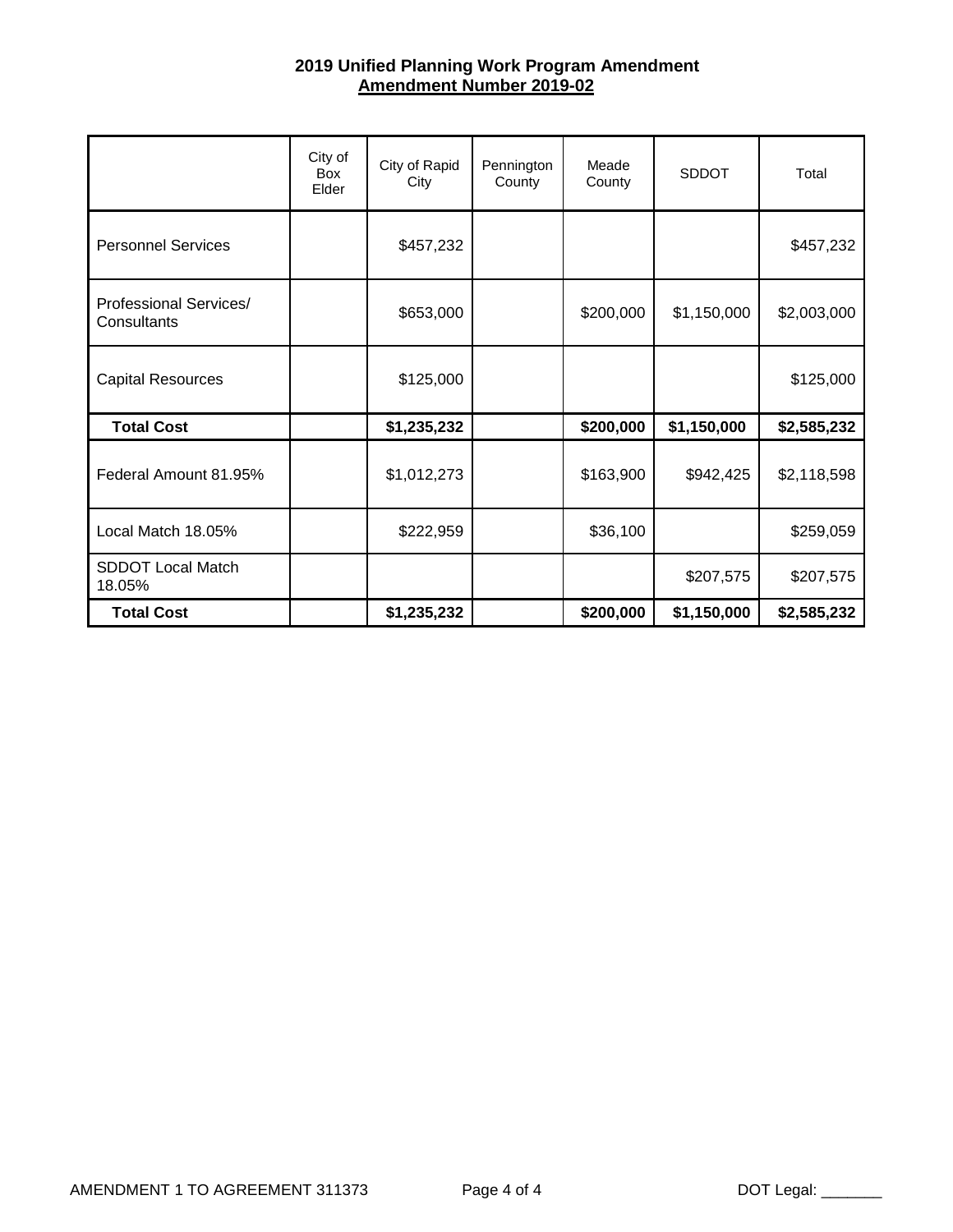**2019 Unified Planning Work Program Amendment**
**Amendment Number 2019-02**

| | City of Box Elder | City of Rapid City | Pennington County | Meade County | SDDOT | Total |
|---|---|---|---|---|---|---|
| Personnel Services | | $457,232 | | | | $457,232 |
| Professional Services/ Consultants | | $653,000 | | $200,000 | $1,150,000 | $2,003,000 |
| Capital Resources | | $125,000 | | | | $125,000 |
| **Total Cost** | | **$1,235,232** | | **$200,000** | **$1,150,000** | **$2,585,232** |
| Federal Amount 81.95% | | $1,012,273 | | $163,900 | $942,425 | $2,118,598 |
| Local Match 18.05% | | $222,959 | | $36,100 | | $259,059 |
| SDDOT Local Match 18.05% | | | | | $207,575 | $207,575 |
| **Total Cost** | | **$1,235,232** | | **$200,000** | **$1,150,000** | **$2,585,232** |

AMENDMENT 1 TO AGREEMENT 311373

DOT Legal: _______